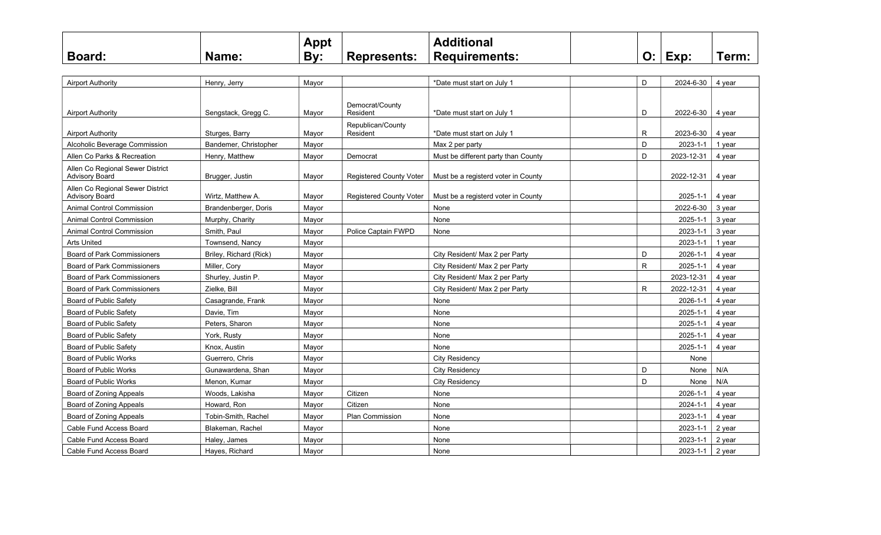| Board: | Name: | Appt By: | Represents: | Additional Requirements: | | O: | Exp: | Term: |
|---|---|---|---|---|---|---|---|---|
| Airport Authority | Henry, Jerry | Mayor | | *Date must start on July 1 | | D | 2024-6-30 | 4 year |
| Airport Authority | Sengstack, Gregg C. | Mayor | Democrat/County Resident | *Date must start on July 1 | | D | 2022-6-30 | 4 year |
| Airport Authority | Sturges, Barry | Mayor | Republican/County Resident | *Date must start on July 1 | | R | 2023-6-30 | 4 year |
| Alcoholic Beverage Commission | Bandemer, Christopher | Mayor | | Max 2 per party | | D | 2023-1-1 | 1 year |
| Allen Co Parks & Recreation | Henry, Matthew | Mayor | Democrat | Must be different party than County | | D | 2023-12-31 | 4 year |
| Allen Co Regional Sewer District Advisory Board | Brugger, Justin | Mayor | Registered County Voter | Must be a registerd voter in County | | | 2022-12-31 | 4 year |
| Allen Co Regional Sewer District Advisory Board | Wirtz, Matthew A. | Mayor | Registered County Voter | Must be a registerd voter in County | | | 2025-1-1 | 4 year |
| Animal Control Commission | Brandenberger, Doris | Mayor | | None | | | 2022-6-30 | 3 year |
| Animal Control Commission | Murphy, Charity | Mayor | | None | | | 2025-1-1 | 3 year |
| Animal Control Commission | Smith, Paul | Mayor | Police Captain FWPD | None | | | 2023-1-1 | 3 year |
| Arts United | Townsend, Nancy | Mayor | | | | | 2023-1-1 | 1 year |
| Board of Park Commissioners | Briley, Richard (Rick) | Mayor | | City Resident/ Max 2 per Party | | D | 2026-1-1 | 4 year |
| Board of Park Commissioners | Miller, Cory | Mayor | | City Resident/ Max 2 per Party | | R | 2025-1-1 | 4 year |
| Board of Park Commissioners | Shurley, Justin P. | Mayor | | City Resident/ Max 2 per Party | | | 2023-12-31 | 4 year |
| Board of Park Commissioners | Zielke, Bill | Mayor | | City Resident/ Max 2 per Party | | R | 2022-12-31 | 4 year |
| Board of Public Safety | Casagrande, Frank | Mayor | | None | | | 2026-1-1 | 4 year |
| Board of Public Safety | Davie, Tim | Mayor | | None | | | 2025-1-1 | 4 year |
| Board of Public Safety | Peters, Sharon | Mayor | | None | | | 2025-1-1 | 4 year |
| Board of Public Safety | York, Rusty | Mayor | | None | | | 2025-1-1 | 4 year |
| Board of Public Safety | Knox, Austin | Mayor | | None | | | 2025-1-1 | 4 year |
| Board of Public Works | Guerrero, Chris | Mayor | | City Residency | | | None | |
| Board of Public Works | Gunawardena, Shan | Mayor | | City Residency | | D | None | N/A |
| Board of Public Works | Menon, Kumar | Mayor | | City Residency | | D | None | N/A |
| Board of Zoning Appeals | Woods, Lakisha | Mayor | Citizen | None | | | 2026-1-1 | 4 year |
| Board of Zoning Appeals | Howard, Ron | Mayor | Citizen | None | | | 2024-1-1 | 4 year |
| Board of Zoning Appeals | Tobin-Smith, Rachel | Mayor | Plan Commission | None | | | 2023-1-1 | 4 year |
| Cable Fund Access Board | Blakeman, Rachel | Mayor | | None | | | 2023-1-1 | 2 year |
| Cable Fund Access Board | Haley, James | Mayor | | None | | | 2023-1-1 | 2 year |
| Cable Fund Access Board | Hayes, Richard | Mayor | | None | | | 2023-1-1 | 2 year |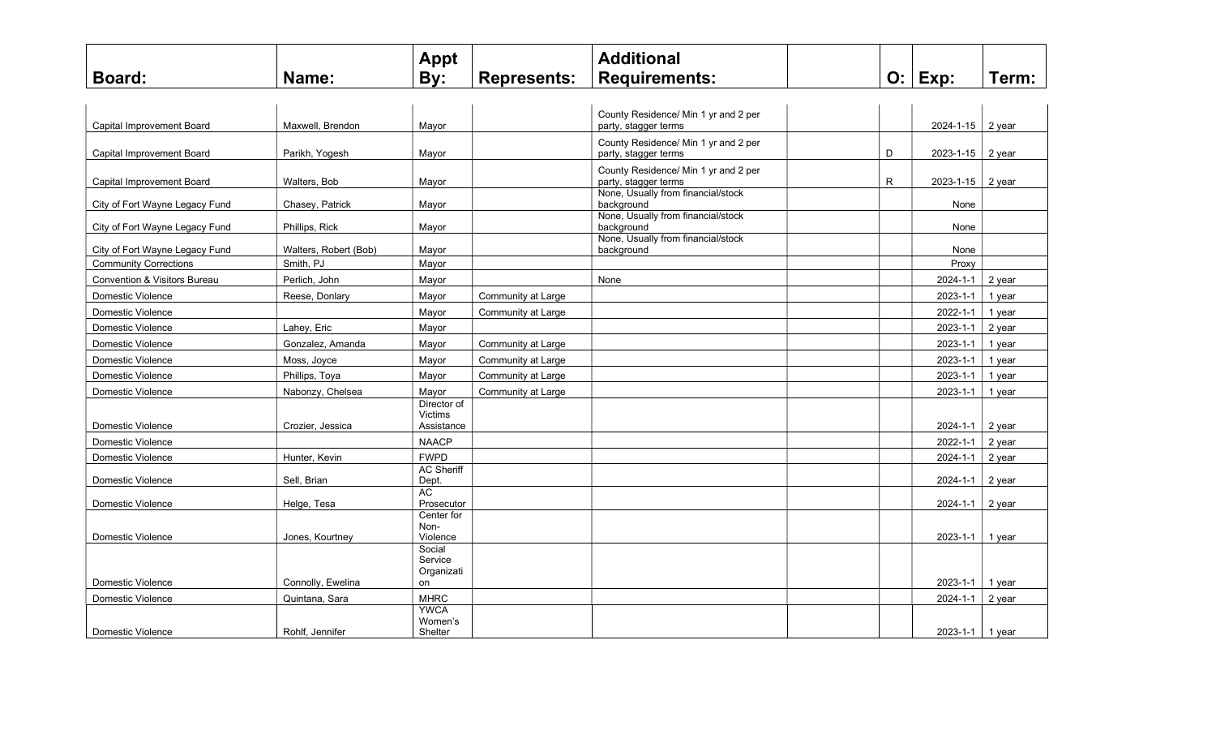| Board: | Name: | Appt By: | Represents: | Additional Requirements: | | O: | Exp: | Term: |
|---|---|---|---|---|---|---|---|---|
| Capital Improvement Board | Maxwell, Brendon | Mayor | | County Residence/ Min 1 yr and 2 per party, stagger terms | | | 2024-1-15 | 2 year |
| Capital Improvement Board | Parikh, Yogesh | Mayor | | County Residence/ Min 1 yr and 2 per party, stagger terms | | D | 2023-1-15 | 2 year |
| Capital Improvement Board | Walters, Bob | Mayor | | County Residence/ Min 1 yr and 2 per party, stagger terms | | R | 2023-1-15 | 2 year |
| City of Fort Wayne Legacy Fund | Chasey, Patrick | Mayor | | None, Usually from financial/stock background | | | None | |
| City of Fort Wayne Legacy Fund | Phillips, Rick | Mayor | | None, Usually from financial/stock background | | | None | |
| City of Fort Wayne Legacy Fund | Walters, Robert (Bob) | Mayor | | None, Usually from financial/stock background | | | None | |
| Community Corrections | Smith, PJ | Mayor | | | | | Proxy | |
| Convention & Visitors Bureau | Perlich, John | Mayor | | None | | | 2024-1-1 | 2 year |
| Domestic Violence | Reese, Donlary | Mayor | Community at Large | | | | 2023-1-1 | 1 year |
| Domestic Violence | | Mayor | Community at Large | | | | 2022-1-1 | 1 year |
| Domestic Violence | Lahey, Eric | Mayor | | | | | 2023-1-1 | 2 year |
| Domestic Violence | Gonzalez, Amanda | Mayor | Community at Large | | | | 2023-1-1 | 1 year |
| Domestic Violence | Moss, Joyce | Mayor | Community at Large | | | | 2023-1-1 | 1 year |
| Domestic Violence | Phillips, Toya | Mayor | Community at Large | | | | 2023-1-1 | 1 year |
| Domestic Violence | Nabonzy, Chelsea | Mayor | Community at Large | | | | 2023-1-1 | 1 year |
| Domestic Violence | Crozier, Jessica | Director of Victims Assistance | | | | | 2024-1-1 | 2 year |
| Domestic Violence | | NAACP | | | | | 2022-1-1 | 2 year |
| Domestic Violence | Hunter, Kevin | FWPD | | | | | 2024-1-1 | 2 year |
| Domestic Violence | Sell, Brian | AC Sheriff Dept. | | | | | 2024-1-1 | 2 year |
| Domestic Violence | Helge, Tesa | AC Prosecutor | | | | | 2024-1-1 | 2 year |
| Domestic Violence | Jones, Kourtney | Center for Non-Violence | | | | | 2023-1-1 | 1 year |
| Domestic Violence | Connolly, Ewelina | Social Service Organization | | | | | 2023-1-1 | 1 year |
| Domestic Violence | Quintana, Sara | MHRC | | | | | 2024-1-1 | 2 year |
| Domestic Violence | Rohlf, Jennifer | YWCA Women's Shelter | | | | | 2023-1-1 | 1 year |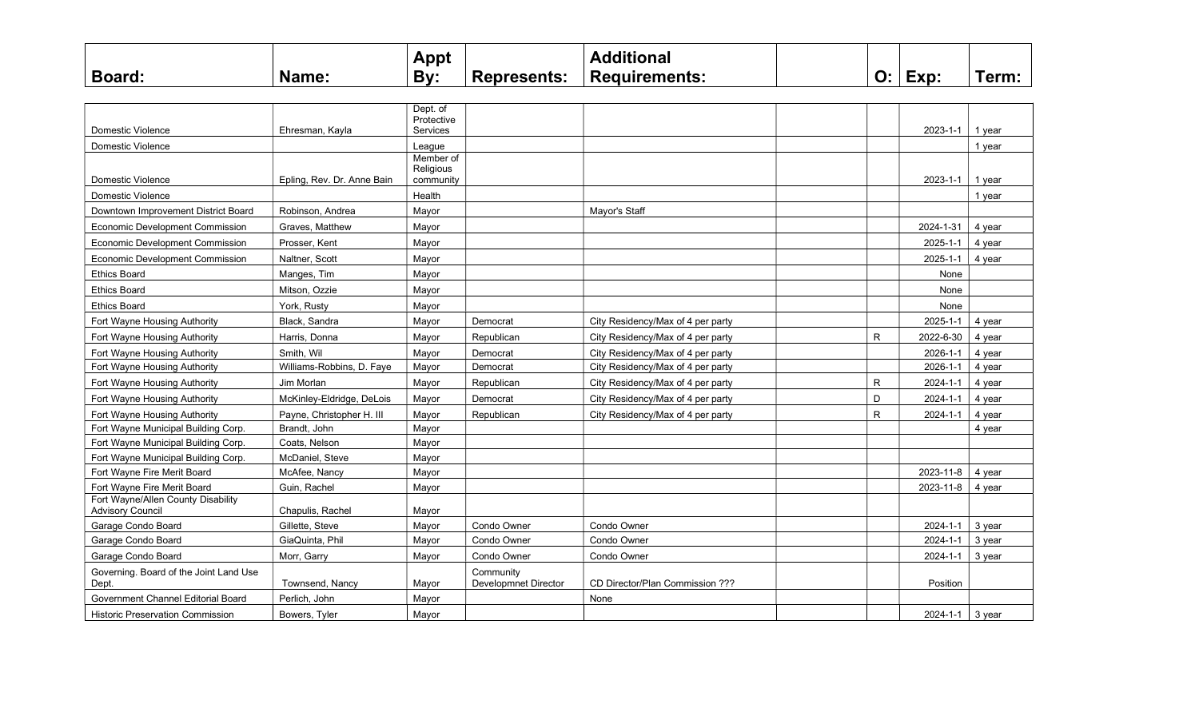| Board: | Name: | Appt By: | Represents: | Additional Requirements: | | O: | Exp: | Term: |
|---|---|---|---|---|---|---|---|---|
| Domestic Violence | Ehresman, Kayla | Dept. of Protective Services | | | | | 2023-1-1 | 1 year |
| Domestic Violence | | League | | | | | | 1 year |
| Domestic Violence | Epling, Rev. Dr. Anne Bain | Member of Religious community | | | | | 2023-1-1 | 1 year |
| Domestic Violence | | Health | | | | | | 1 year |
| Downtown Improvement District Board | Robinson, Andrea | Mayor | | Mayor's Staff | | | | |
| Economic Development Commission | Graves, Matthew | Mayor | | | | | 2024-1-31 | 4 year |
| Economic Development Commission | Prosser, Kent | Mayor | | | | | 2025-1-1 | 4 year |
| Economic Development Commission | Naltner, Scott | Mayor | | | | | 2025-1-1 | 4 year |
| Ethics Board | Manges, Tim | Mayor | | | | | None | |
| Ethics Board | Mitson, Ozzie | Mayor | | | | | None | |
| Ethics Board | York, Rusty | Mayor | | | | | None | |
| Fort Wayne Housing Authority | Black, Sandra | Mayor | Democrat | City Residency/Max of 4 per party | | | 2025-1-1 | 4 year |
| Fort Wayne Housing Authority | Harris, Donna | Mayor | Republican | City Residency/Max of 4 per party | | R | 2022-6-30 | 4 year |
| Fort Wayne Housing Authority | Smith, Wil | Mayor | Democrat | City Residency/Max of 4 per party | | | 2026-1-1 | 4 year |
| Fort Wayne Housing Authority | Williams-Robbins, D. Faye | Mayor | Democrat | City Residency/Max of 4 per party | | | 2026-1-1 | 4 year |
| Fort Wayne Housing Authority | Jim Morlan | Mayor | Republican | City Residency/Max of 4 per party | | R | 2024-1-1 | 4 year |
| Fort Wayne Housing Authority | McKinley-Eldridge, DeLois | Mayor | Democrat | City Residency/Max of 4 per party | | D | 2024-1-1 | 4 year |
| Fort Wayne Housing Authority | Payne, Christopher H. III | Mayor | Republican | City Residency/Max of 4 per party | | R | 2024-1-1 | 4 year |
| Fort Wayne Municipal Building Corp. | Brandt, John | Mayor | | | | | | 4 year |
| Fort Wayne Municipal Building Corp. | Coats, Nelson | Mayor | | | | | | |
| Fort Wayne Municipal Building Corp. | McDaniel, Steve | Mayor | | | | | | |
| Fort Wayne Fire Merit Board | McAfee, Nancy | Mayor | | | | | 2023-11-8 | 4 year |
| Fort Wayne Fire Merit Board | Guin, Rachel | Mayor | | | | | 2023-11-8 | 4 year |
| Fort Wayne/Allen County Disability Advisory Council | Chapulis, Rachel | Mayor | | | | | | |
| Garage Condo Board | Gillette, Steve | Mayor | Condo Owner | Condo Owner | | | 2024-1-1 | 3 year |
| Garage Condo Board | GiaQuinta, Phil | Mayor | Condo Owner | Condo Owner | | | 2024-1-1 | 3 year |
| Garage Condo Board | Morr, Garry | Mayor | Condo Owner | Condo Owner | | | 2024-1-1 | 3 year |
| Governing. Board of the Joint Land Use Dept. | Townsend, Nancy | Mayor | Community Developmnet Director | CD Director/Plan Commission ??? | | | Position | |
| Government Channel Editorial Board | Perlich, John | Mayor | | None | | | | |
| Historic Preservation Commission | Bowers, Tyler | Mayor | | | | | 2024-1-1 | 3 year |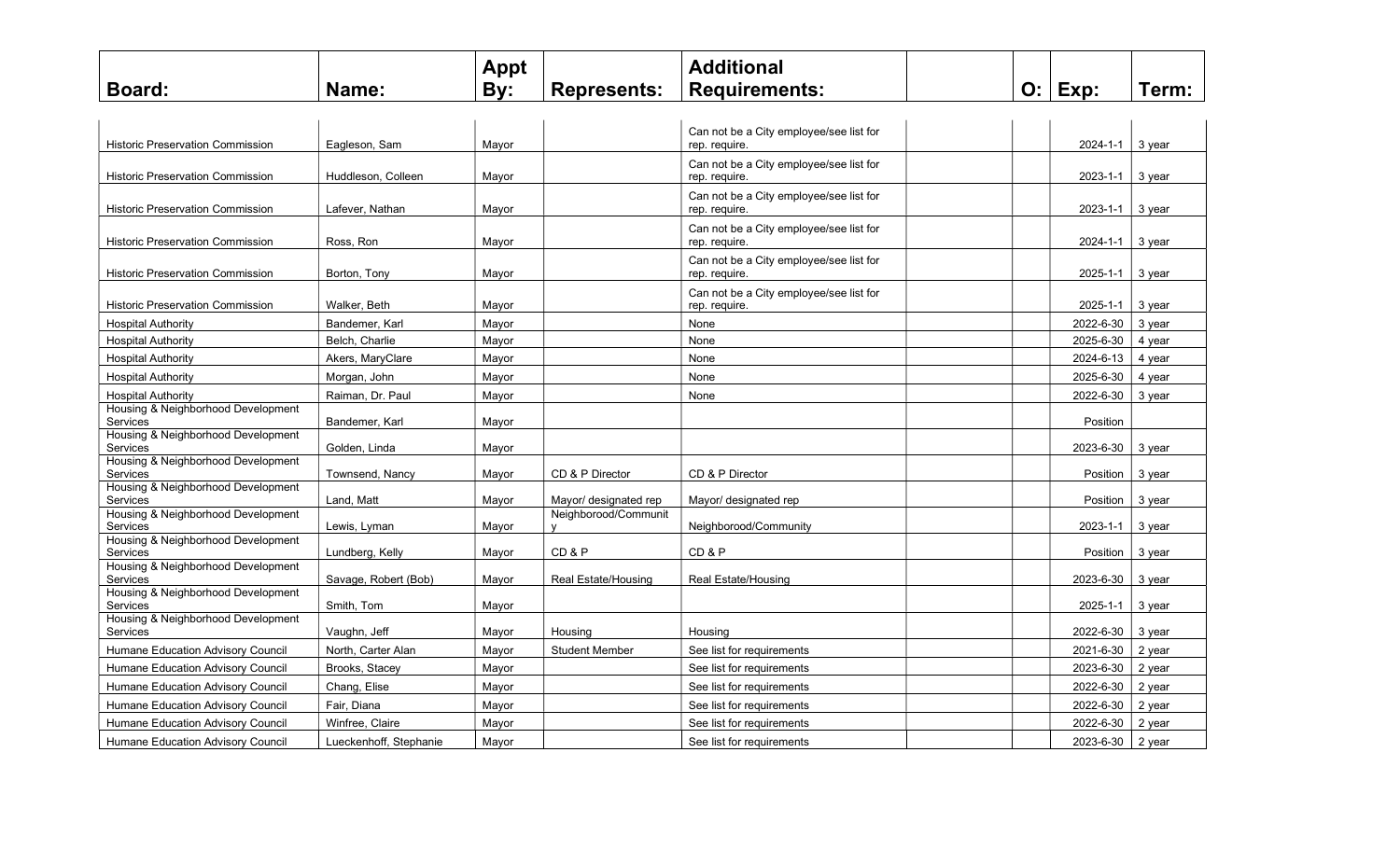| Board: | Name: | Appt By: | Represents: | Additional Requirements: | | O: | Exp: | Term: |
|---|---|---|---|---|---|---|---|---|
| Historic Preservation Commission | Eagleson, Sam | Mayor | | Can not be a City employee/see list for rep. require. | | | 2024-1-1 | 3 year |
| Historic Preservation Commission | Huddleson, Colleen | Mayor | | Can not be a City employee/see list for rep. require. | | | 2023-1-1 | 3 year |
| Historic Preservation Commission | Lafever, Nathan | Mayor | | Can not be a City employee/see list for rep. require. | | | 2023-1-1 | 3 year |
| Historic Preservation Commission | Ross, Ron | Mayor | | Can not be a City employee/see list for rep. require. | | | 2024-1-1 | 3 year |
| Historic Preservation Commission | Borton, Tony | Mayor | | Can not be a City employee/see list for rep. require. | | | 2025-1-1 | 3 year |
| Historic Preservation Commission | Walker, Beth | Mayor | | Can not be a City employee/see list for rep. require. | | | 2025-1-1 | 3 year |
| Hospital Authority | Bandemer, Karl | Mayor | | None | | | 2022-6-30 | 3 year |
| Hospital Authority | Belch, Charlie | Mayor | | None | | | 2025-6-30 | 4 year |
| Hospital Authority | Akers, MaryClare | Mayor | | None | | | 2024-6-13 | 4 year |
| Hospital Authority | Morgan, John | Mayor | | None | | | 2025-6-30 | 4 year |
| Hospital Authority | Raiman, Dr. Paul | Mayor | | None | | | 2022-6-30 | 3 year |
| Housing & Neighborhood Development Services | Bandemer, Karl | Mayor | | | | | Position | |
| Housing & Neighborhood Development Services | Golden, Linda | Mayor | | | | | 2023-6-30 | 3 year |
| Housing & Neighborhood Development Services | Townsend, Nancy | Mayor | CD & P Director | CD & P Director | | | Position | 3 year |
| Housing & Neighborhood Development Services | Land, Matt | Mayor | Mayor/ designated rep | Mayor/ designated rep | | | Position | 3 year |
| Housing & Neighborhood Development Services | Lewis, Lyman | Mayor | Neighborood/Community | Neighborood/Community | | | 2023-1-1 | 3 year |
| Housing & Neighborhood Development Services | Lundberg, Kelly | Mayor | CD & P | CD & P | | | Position | 3 year |
| Housing & Neighborhood Development Services | Savage, Robert (Bob) | Mayor | Real Estate/Housing | Real Estate/Housing | | | 2023-6-30 | 3 year |
| Housing & Neighborhood Development Services | Smith, Tom | Mayor | | | | | 2025-1-1 | 3 year |
| Housing & Neighborhood Development Services | Vaughn, Jeff | Mayor | Housing | Housing | | | 2022-6-30 | 3 year |
| Humane Education Advisory Council | North, Carter Alan | Mayor | Student Member | See list for requirements | | | 2021-6-30 | 2 year |
| Humane Education Advisory Council | Brooks, Stacey | Mayor | | See list for requirements | | | 2023-6-30 | 2 year |
| Humane Education Advisory Council | Chang, Elise | Mayor | | See list for requirements | | | 2022-6-30 | 2 year |
| Humane Education Advisory Council | Fair, Diana | Mayor | | See list for requirements | | | 2022-6-30 | 2 year |
| Humane Education Advisory Council | Winfree, Claire | Mayor | | See list for requirements | | | 2022-6-30 | 2 year |
| Humane Education Advisory Council | Lueckenhoff, Stephanie | Mayor | | See list for requirements | | | 2023-6-30 | 2 year |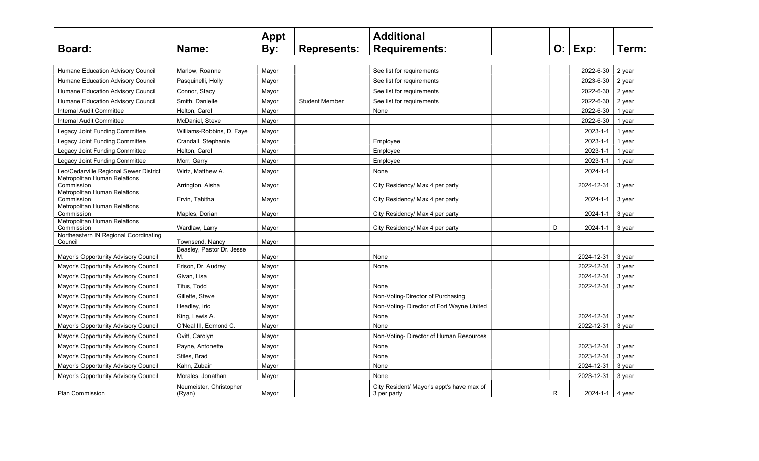| Board: | Name: | Appt By: | Represents: | Additional Requirements: | | O: | Exp: | Term: |
|---|---|---|---|---|---|---|---|---|
| Humane Education Advisory Council | Marlow, Roanne | Mayor | | See list for requirements | | | 2022-6-30 | 2 year |
| Humane Education Advisory Council | Pasquinelli, Holly | Mayor | | See list for requirements | | | 2023-6-30 | 2 year |
| Humane Education Advisory Council | Connor, Stacy | Mayor | | See list for requirements | | | 2022-6-30 | 2 year |
| Humane Education Advisory Council | Smith, Danielle | Mayor | Student Member | See list for requirements | | | 2022-6-30 | 2 year |
| Internal Audit Committee | Helton, Carol | Mayor | | None | | | 2022-6-30 | 1 year |
| Internal Audit Committee | McDaniel, Steve | Mayor | | | | | 2022-6-30 | 1 year |
| Legacy Joint Funding Committee | Williams-Robbins, D. Faye | Mayor | | | | | 2023-1-1 | 1 year |
| Legacy Joint Funding Committee | Crandall, Stephanie | Mayor | | Employee | | | 2023-1-1 | 1 year |
| Legacy Joint Funding Committee | Helton, Carol | Mayor | | Employee | | | 2023-1-1 | 1 year |
| Legacy Joint Funding Committee | Morr, Garry | Mayor | | Employee | | | 2023-1-1 | 1 year |
| Leo/Cedarville Regional Sewer District | Wirtz, Matthew A. | Mayor | | None | | | 2024-1-1 | |
| Metropolitan Human Relations Commission | Arrington, Aisha | Mayor | | City Residency/ Max 4 per party | | | 2024-12-31 | 3 year |
| Metropolitan Human Relations Commission | Ervin, Tabitha | Mayor | | City Residency/ Max 4 per party | | | 2024-1-1 | 3 year |
| Metropolitan Human Relations Commission | Maples, Dorian | Mayor | | City Residency/ Max 4 per party | | | 2024-1-1 | 3 year |
| Metropolitan Human Relations Commission | Wardlaw, Larry | Mayor | | City Residency/ Max 4 per party | | D | 2024-1-1 | 3 year |
| Northeastern IN Regional Coordinating Council | Townsend, Nancy | Mayor | | | | | | |
| Mayor's Opportunity Advisory Council | Beasley, Pastor Dr. Jesse M. | Mayor | | None | | | 2024-12-31 | 3 year |
| Mayor's Opportunity Advisory Council | Frison, Dr. Audrey | Mayor | | None | | | 2022-12-31 | 3 year |
| Mayor's Opportunity Advisory Council | Givan, Lisa | Mayor | | | | | 2024-12-31 | 3 year |
| Mayor's Opportunity Advisory Council | Titus, Todd | Mayor | | None | | | 2022-12-31 | 3 year |
| Mayor's Opportunity Advisory Council | Gillette, Steve | Mayor | | Non-Voting-Director of Purchasing | | | | |
| Mayor's Opportunity Advisory Council | Headley, Iric | Mayor | | Non-Voting- Director of Fort Wayne United | | | | |
| Mayor's Opportunity Advisory Council | King, Lewis A. | Mayor | | None | | | 2024-12-31 | 3 year |
| Mayor's Opportunity Advisory Council | O'Neal III, Edmond C. | Mayor | | None | | | 2022-12-31 | 3 year |
| Mayor's Opportunity Advisory Council | Ovitt, Carolyn | Mayor | | Non-Voting- Director of Human Resources | | | | |
| Mayor's Opportunity Advisory Council | Payne, Antonette | Mayor | | None | | | 2023-12-31 | 3 year |
| Mayor's Opportunity Advisory Council | Stiles, Brad | Mayor | | None | | | 2023-12-31 | 3 year |
| Mayor's Opportunity Advisory Council | Kahn, Zubair | Mayor | | None | | | 2024-12-31 | 3 year |
| Mayor's Opportunity Advisory Council | Morales, Jonathan | Mayor | | None | | | 2023-12-31 | 3 year |
| Plan Commission | Neumeister, Christopher (Ryan) | Mayor | | City Resident/ Mayor's appt's have max of 3 per party | | R | 2024-1-1 | 4 year |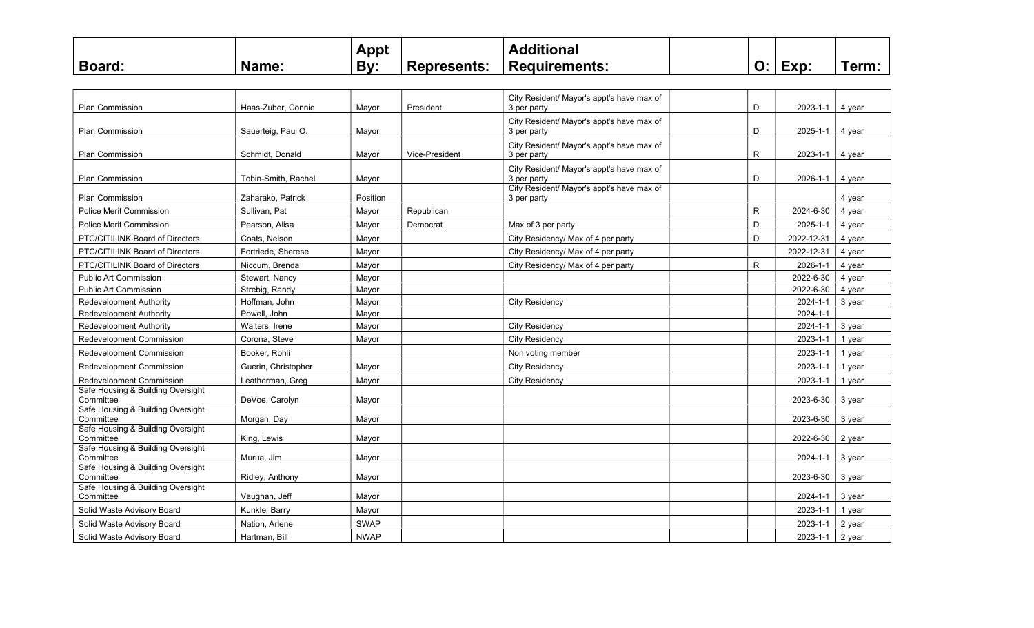| Board: | Name: | Appt By: | Represents: | Additional Requirements: | | O: | Exp: | Term: |
|---|---|---|---|---|---|---|---|---|
| Plan Commission | Haas-Zuber, Connie | Mayor | President | City Resident/ Mayor's appt's have max of 3 per party | | D | 2023-1-1 | 4 year |
| Plan Commission | Sauerteig, Paul O. | Mayor | | City Resident/ Mayor's appt's have max of 3 per party | | D | 2025-1-1 | 4 year |
| Plan Commission | Schmidt, Donald | Mayor | Vice-President | City Resident/ Mayor's appt's have max of 3 per party | | R | 2023-1-1 | 4 year |
| Plan Commission | Tobin-Smith, Rachel | Mayor | | City Resident/ Mayor's appt's have max of 3 per party | | D | 2026-1-1 | 4 year |
| Plan Commission | Zaharako, Patrick | Position | | City Resident/ Mayor's appt's have max of 3 per party | | | | 4 year |
| Police Merit Commission | Sullivan, Pat | Mayor | Republican | | | R | 2024-6-30 | 4 year |
| Police Merit Commission | Pearson, Alisa | Mayor | Democrat | Max of 3 per party | | D | 2025-1-1 | 4 year |
| PTC/CITILINK Board of Directors | Coats, Nelson | Mayor | | City Residency/ Max of 4 per party | | D | 2022-12-31 | 4 year |
| PTC/CITILINK Board of Directors | Fortriede, Sherese | Mayor | | City Residency/ Max of 4 per party | | | 2022-12-31 | 4 year |
| PTC/CITILINK Board of Directors | Niccum, Brenda | Mayor | | City Residency/ Max of 4 per party | | R | 2026-1-1 | 4 year |
| Public Art Commission | Stewart, Nancy | Mayor | | | | | 2022-6-30 | 4 year |
| Public Art Commission | Strebig, Randy | Mayor | | | | | 2022-6-30 | 4 year |
| Redevelopment Authority | Hoffman, John | Mayor | | City Residency | | | 2024-1-1 | 3 year |
| Redevelopment Authority | Powell, John | Mayor | | | | | 2024-1-1 | |
| Redevelopment Authority | Walters, Irene | Mayor | | City Residency | | | 2024-1-1 | 3 year |
| Redevelopment Commission | Corona, Steve | Mayor | | City Residency | | | 2023-1-1 | 1 year |
| Redevelopment Commission | Booker, Rohli | | | Non voting member | | | 2023-1-1 | 1 year |
| Redevelopment Commission | Guerin, Christopher | Mayor | | City Residency | | | 2023-1-1 | 1 year |
| Redevelopment Commission | Leatherman, Greg | Mayor | | City Residency | | | 2023-1-1 | 1 year |
| Safe Housing & Building Oversight Committee | DeVoe, Carolyn | Mayor | | | | | 2023-6-30 | 3 year |
| Safe Housing & Building Oversight Committee | Morgan, Day | Mayor | | | | | 2023-6-30 | 3 year |
| Safe Housing & Building Oversight Committee | King, Lewis | Mayor | | | | | 2022-6-30 | 2 year |
| Safe Housing & Building Oversight Committee | Murua, Jim | Mayor | | | | | 2024-1-1 | 3 year |
| Safe Housing & Building Oversight Committee | Ridley, Anthony | Mayor | | | | | 2023-6-30 | 3 year |
| Safe Housing & Building Oversight Committee | Vaughan, Jeff | Mayor | | | | | 2024-1-1 | 3 year |
| Solid Waste Advisory Board | Kunkle, Barry | Mayor | | | | | 2023-1-1 | 1 year |
| Solid Waste Advisory Board | Nation, Arlene | SWAP | | | | | 2023-1-1 | 2 year |
| Solid Waste Advisory Board | Hartman, Bill | NWAP | | | | | 2023-1-1 | 2 year |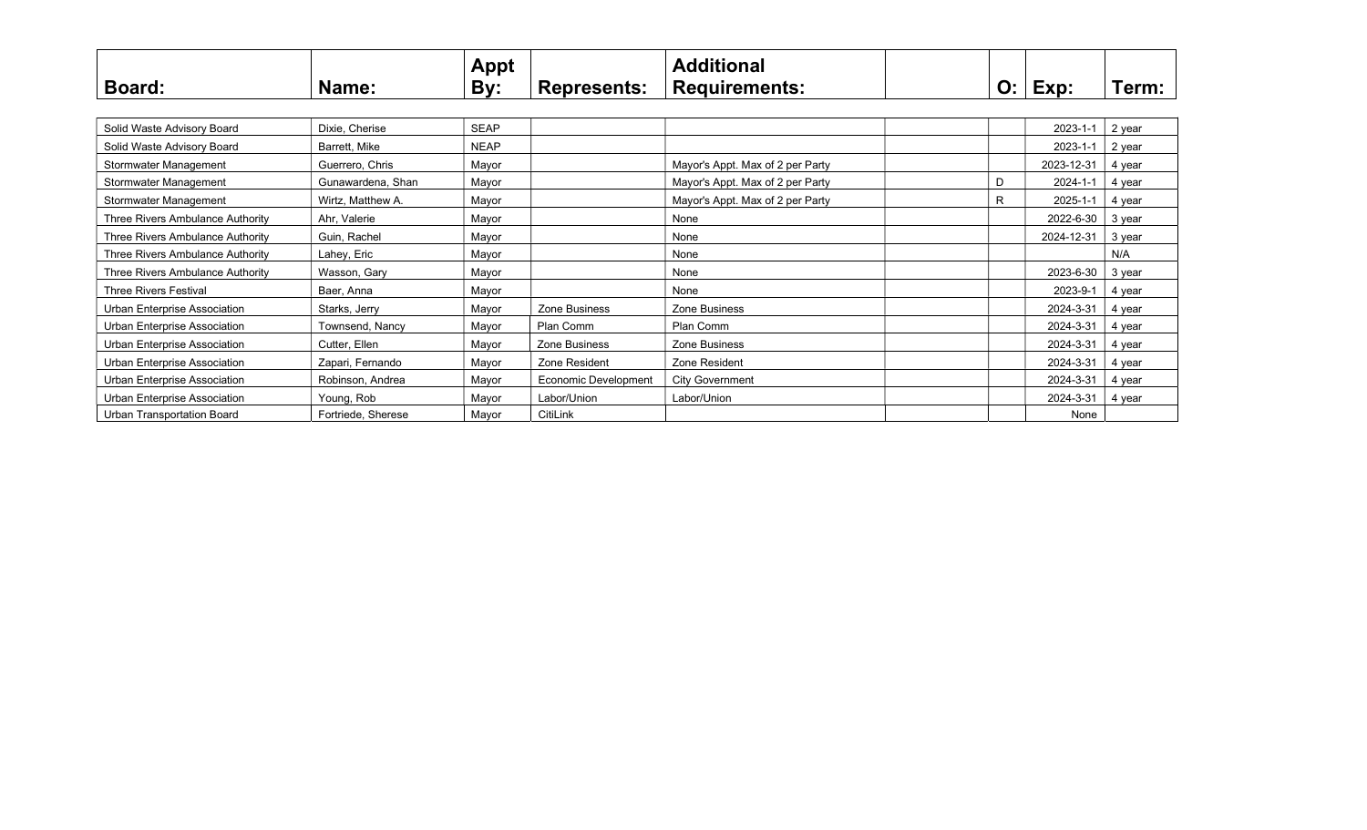| Board: | Name: | Appt By: | Represents: | Additional Requirements: | | O: | Exp: | Term: |
|---|---|---|---|---|---|---|---|---|
| Solid Waste Advisory Board | Dixie, Cherise | SEAP | | | | | 2023-1-1 | 2 year |
| Solid Waste Advisory Board | Barrett, Mike | NEAP | | | | | 2023-1-1 | 2 year |
| Stormwater Management | Guerrero, Chris | Mayor | | Mayor's Appt. Max of 2 per Party | | | 2023-12-31 | 4 year |
| Stormwater Management | Gunawardena, Shan | Mayor | | Mayor's Appt. Max of 2 per Party | | D | 2024-1-1 | 4 year |
| Stormwater Management | Wirtz, Matthew A. | Mayor | | Mayor's Appt. Max of 2 per Party | | R | 2025-1-1 | 4 year |
| Three Rivers Ambulance Authority | Ahr, Valerie | Mayor | | None | | | 2022-6-30 | 3 year |
| Three Rivers Ambulance Authority | Guin, Rachel | Mayor | | None | | | 2024-12-31 | 3 year |
| Three Rivers Ambulance Authority | Lahey, Eric | Mayor | | None | | | | N/A |
| Three Rivers Ambulance Authority | Wasson, Gary | Mayor | | None | | | 2023-6-30 | 3 year |
| Three Rivers Festival | Baer, Anna | Mayor | | None | | | 2023-9-1 | 4 year |
| Urban Enterprise Association | Starks, Jerry | Mayor | Zone Business | Zone Business | | | 2024-3-31 | 4 year |
| Urban Enterprise Association | Townsend, Nancy | Mayor | Plan Comm | Plan Comm | | | 2024-3-31 | 4 year |
| Urban Enterprise Association | Cutter, Ellen | Mayor | Zone Business | Zone Business | | | 2024-3-31 | 4 year |
| Urban Enterprise Association | Zapari, Fernando | Mayor | Zone Resident | Zone Resident | | | 2024-3-31 | 4 year |
| Urban Enterprise Association | Robinson, Andrea | Mayor | Economic Development | City Government | | | 2024-3-31 | 4 year |
| Urban Enterprise Association | Young, Rob | Mayor | Labor/Union | Labor/Union | | | 2024-3-31 | 4 year |
| Urban Transportation Board | Fortriede, Sherese | Mayor | CitiLink | | | | None | |